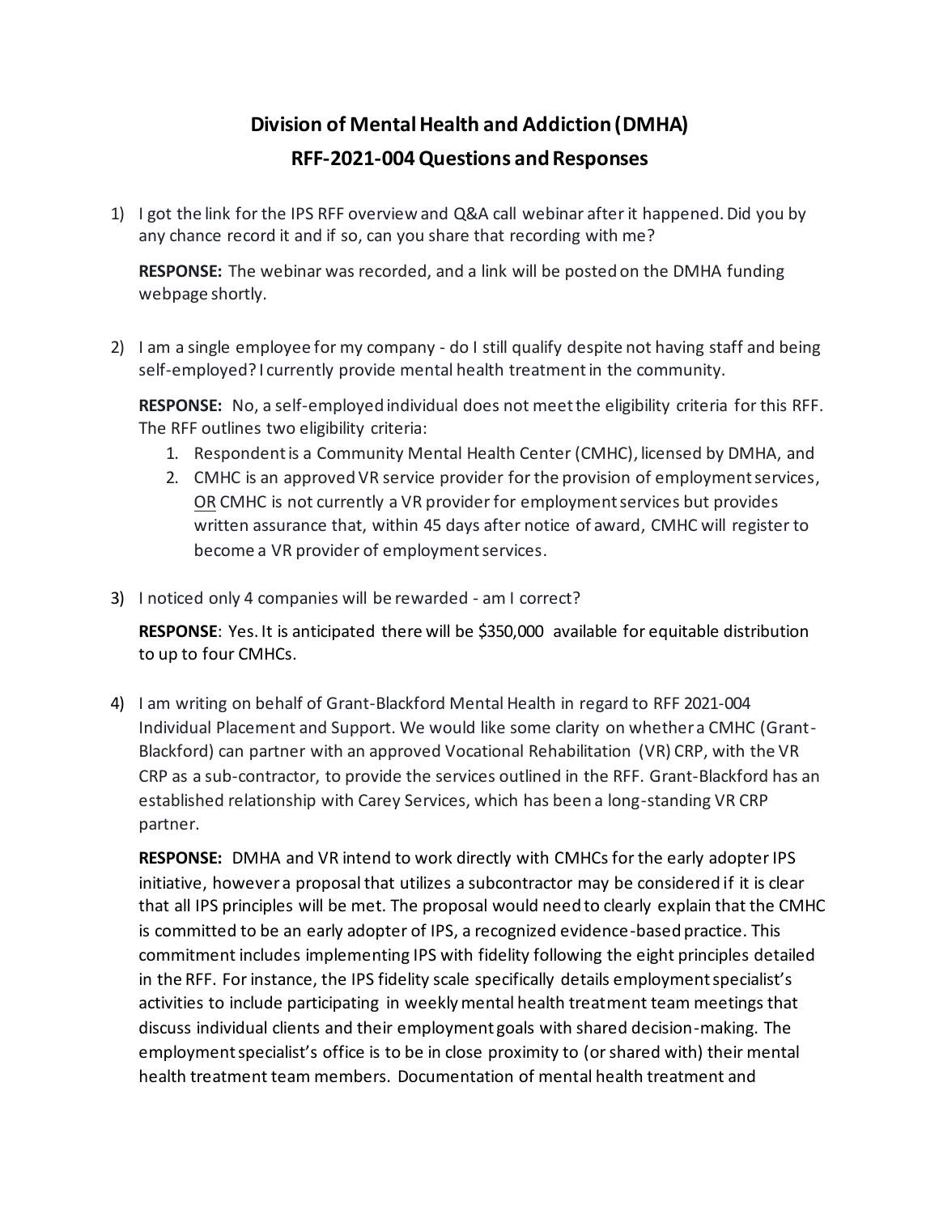# Division of Mental Health and Addiction (DMHA)
## RFF-2021-004 Questions and Responses

1) I got the link for the IPS RFF overview and Q&A call webinar after it happened. Did you by any chance record it and if so, can you share that recording with me?

   **RESPONSE:** The webinar was recorded, and a link will be posted on the DMHA funding webpage shortly.

2) I am a single employee for my company - do I still qualify despite not having staff and being self-employed? I currently provide mental health treatment in the community.

   **RESPONSE:** No, a self-employed individual does not meet the eligibility criteria for this RFF. The RFF outlines two eligibility criteria:
   1. Respondent is a Community Mental Health Center (CMHC), licensed by DMHA, and
   2. CMHC is an approved VR service provider for the provision of employment services, <u>OR</u> CMHC is not currently a VR provider for employment services but provides written assurance that, within 45 days after notice of award, CMHC will register to become a VR provider of employment services.

3) I noticed only 4 companies will be rewarded - am I correct?

   **RESPONSE**: Yes. It is anticipated there will be $350,000 available for equitable distribution to up to four CMHCs.

4) I am writing on behalf of Grant-Blackford Mental Health in regard to RFF 2021-004 Individual Placement and Support. We would like some clarity on whether a CMHC (Grant-Blackford) can partner with an approved Vocational Rehabilitation (VR) CRP, with the VR CRP as a sub-contractor, to provide the services outlined in the RFF. Grant-Blackford has an established relationship with Carey Services, which has been a long-standing VR CRP partner.

   **RESPONSE:** DMHA and VR intend to work directly with CMHCs for the early adopter IPS initiative, however a proposal that utilizes a subcontractor may be considered if it is clear that all IPS principles will be met. The proposal would need to clearly explain that the CMHC is committed to be an early adopter of IPS, a recognized evidence-based practice. This commitment includes implementing IPS with fidelity following the eight principles detailed in the RFF. For instance, the IPS fidelity scale specifically details employment specialist's activities to include participating in weekly mental health treatment team meetings that discuss individual clients and their employment goals with shared decision-making. The employment specialist's office is to be in close proximity to (or shared with) their mental health treatment team members. Documentation of mental health treatment and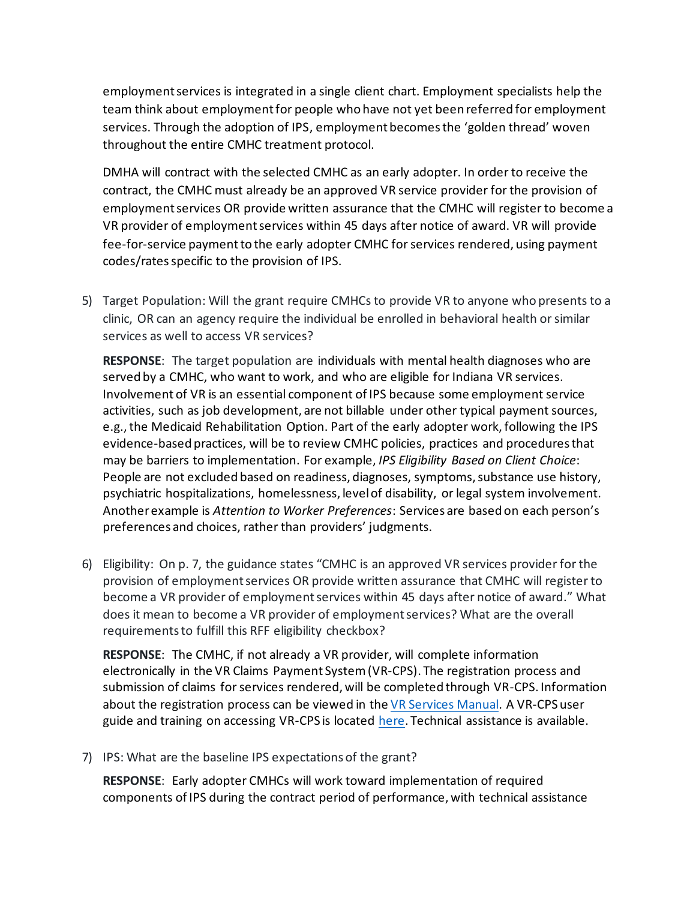employment services is integrated in a single client chart. Employment specialists help the team think about employment for people who have not yet been referred for employment services. Through the adoption of IPS, employment becomes the 'golden thread' woven throughout the entire CMHC treatment protocol.

DMHA will contract with the selected CMHC as an early adopter. In order to receive the contract, the CMHC must already be an approved VR service provider for the provision of employment services OR provide written assurance that the CMHC will register to become a VR provider of employment services within 45 days after notice of award. VR will provide fee-for-service payment to the early adopter CMHC for services rendered, using payment codes/rates specific to the provision of IPS.

5) Target Population: Will the grant require CMHCs to provide VR to anyone who presents to a clinic, OR can an agency require the individual be enrolled in behavioral health or similar services as well to access VR services?

   **RESPONSE**: The target population are individuals with mental health diagnoses who are served by a CMHC, who want to work, and who are eligible for Indiana VR services. Involvement of VR is an essential component of IPS because some employment service activities, such as job development, are not billable under other typical payment sources, e.g., the Medicaid Rehabilitation Option. Part of the early adopter work, following the IPS evidence-based practices, will be to review CMHC policies, practices and procedures that may be barriers to implementation. For example, *IPS Eligibility Based on Client Choice*: People are not excluded based on readiness, diagnoses, symptoms, substance use history, psychiatric hospitalizations, homelessness, level of disability, or legal system involvement. Another example is *Attention to Worker Preferences*: Services are based on each person's preferences and choices, rather than providers' judgments.

6) Eligibility: On p. 7, the guidance states "CMHC is an approved VR services provider for the provision of employment services OR provide written assurance that CMHC will register to become a VR provider of employment services within 45 days after notice of award." What does it mean to become a VR provider of employment services? What are the overall requirements to fulfill this RFF eligibility checkbox?

   **RESPONSE**: The CMHC, if not already a VR provider, will complete information electronically in the VR Claims Payment System (VR-CPS). The registration process and submission of claims for services rendered, will be completed through VR-CPS. Information about the registration process can be viewed in the VR Services Manual. A VR-CPS user guide and training on accessing VR-CPS is located here. Technical assistance is available.

7) IPS: What are the baseline IPS expectations of the grant?

   **RESPONSE**: Early adopter CMHCs will work toward implementation of required components of IPS during the contract period of performance, with technical assistance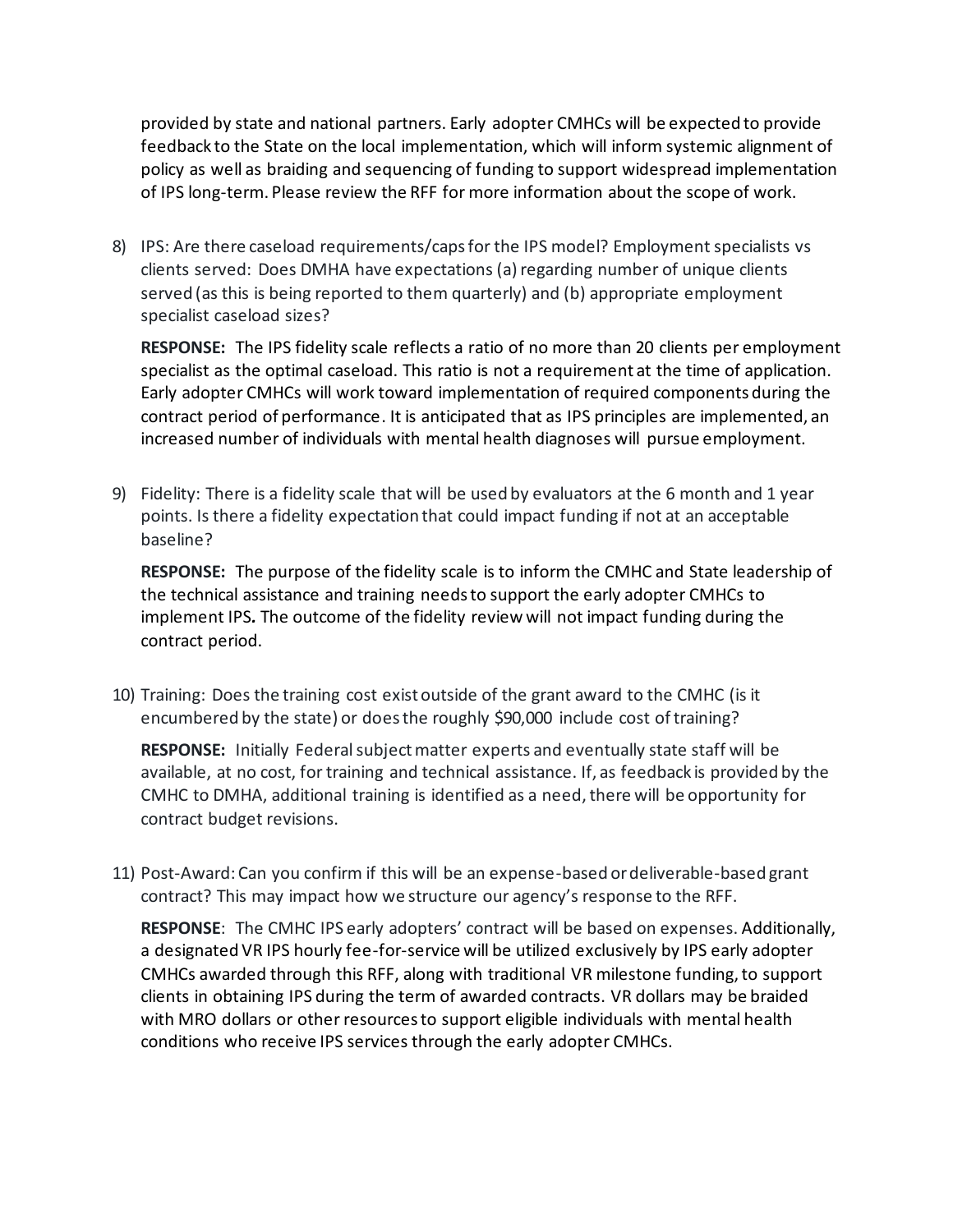provided by state and national partners. Early adopter CMHCs will be expected to provide feedback to the State on the local implementation, which will inform systemic alignment of policy as well as braiding and sequencing of funding to support widespread implementation of IPS long-term. Please review the RFF for more information about the scope of work.

8) IPS: Are there caseload requirements/caps for the IPS model? Employment specialists vs clients served: Does DMHA have expectations (a) regarding number of unique clients served (as this is being reported to them quarterly) and (b) appropriate employment specialist caseload sizes?

   **RESPONSE:** The IPS fidelity scale reflects a ratio of no more than 20 clients per employment specialist as the optimal caseload. This ratio is not a requirement at the time of application. Early adopter CMHCs will work toward implementation of required components during the contract period of performance. It is anticipated that as IPS principles are implemented, an increased number of individuals with mental health diagnoses will pursue employment.

9) Fidelity: There is a fidelity scale that will be used by evaluators at the 6 month and 1 year points. Is there a fidelity expectation that could impact funding if not at an acceptable baseline?

   **RESPONSE:** The purpose of the fidelity scale is to inform the CMHC and State leadership of the technical assistance and training needs to support the early adopter CMHCs to implement IPS**.** The outcome of the fidelity review will not impact funding during the contract period.

10) Training: Does the training cost exist outside of the grant award to the CMHC (is it encumbered by the state) or does the roughly $90,000 include cost of training?

    **RESPONSE:** Initially Federal subject matter experts and eventually state staff will be available, at no cost, for training and technical assistance. If, as feedback is provided by the CMHC to DMHA, additional training is identified as a need, there will be opportunity for contract budget revisions.

11) Post-Award: Can you confirm if this will be an expense-based or deliverable-based grant contract? This may impact how we structure our agency's response to the RFF.

    **RESPONSE**: The CMHC IPS early adopters' contract will be based on expenses. Additionally, a designated VR IPS hourly fee-for-service will be utilized exclusively by IPS early adopter CMHCs awarded through this RFF, along with traditional VR milestone funding, to support clients in obtaining IPS during the term of awarded contracts. VR dollars may be braided with MRO dollars or other resources to support eligible individuals with mental health conditions who receive IPS services through the early adopter CMHCs.